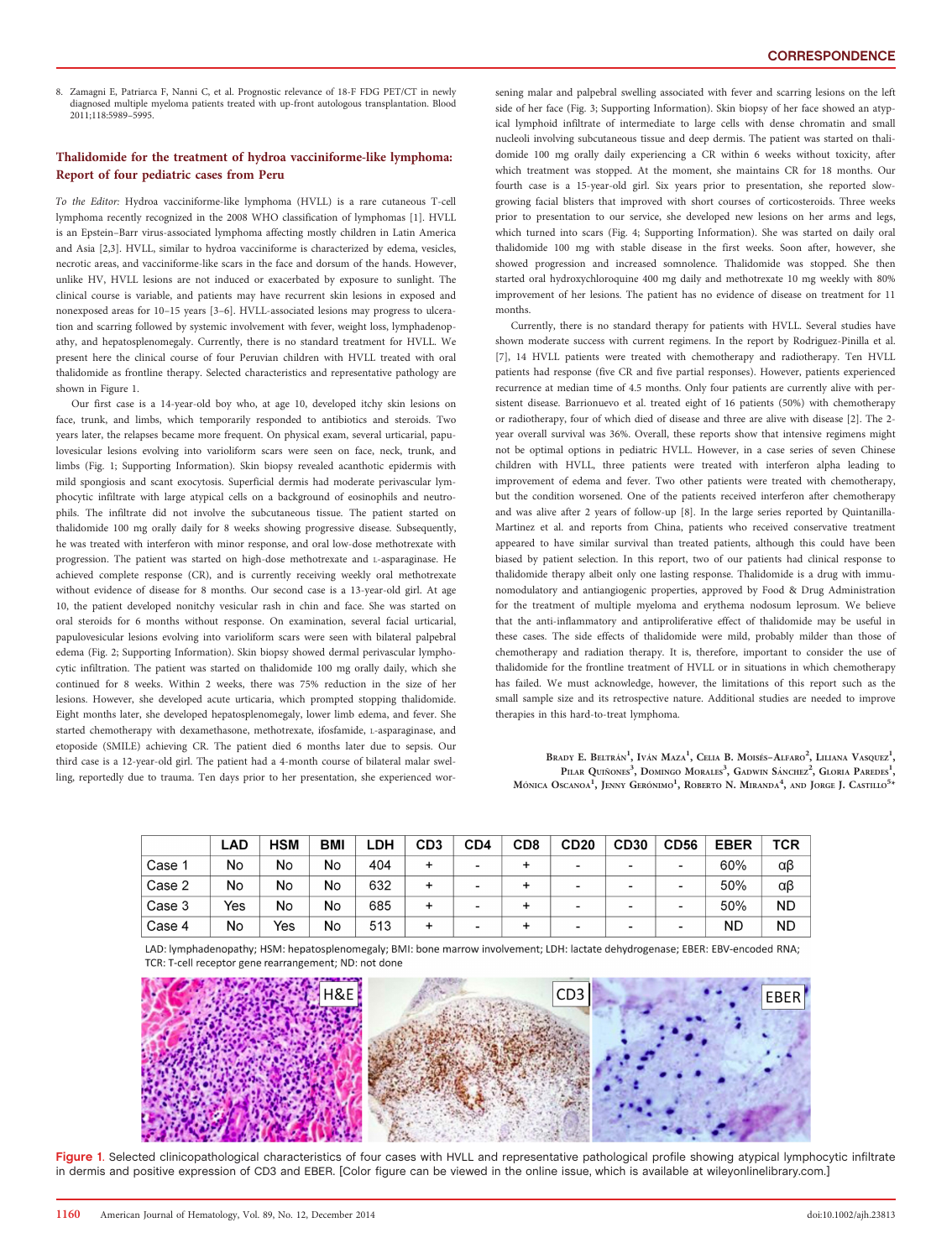8. Zamagni E, Patriarca F, Nanni C, et al. Prognostic relevance of 18-F FDG PET/CT in newly diagnosed multiple myeloma patients treated with up-front autologous transplantation. Blood 2011;118:5989–5995.

## Thalidomide for the treatment of hydroa vacciniforme-like lymphoma: Report of four pediatric cases from Peru

*To the Editor:* Hydroa vacciniforme-like lymphoma (HVLL) is a rare cutaneous T-cell lymphoma recently recognized in the 2008 WHO classification of lymphomas [1]. HVLL is an Epstein–Barr virus-associated lymphoma affecting mostly children in Latin America and Asia [2,3]. HVLL, similar to hydroa vacciniforme is characterized by edema, vesicles, necrotic areas, and vacciniforme-like scars in the face and dorsum of the hands. However, unlike HV, HVLL lesions are not induced or exacerbated by exposure to sunlight. The clinical course is variable, and patients may have recurrent skin lesions in exposed and nonexposed areas for 10–15 years [3–6]. HVLL-associated lesions may progress to ulceration and scarring followed by systemic involvement with fever, weight loss, lymphadenopathy, and hepatosplenomegaly. Currently, there is no standard treatment for HVLL. We present here the clinical course of four Peruvian children with HVLL treated with oral thalidomide as frontline therapy. Selected characteristics and representative pathology are shown in Figure 1.

Our first case is a 14-year-old boy who, at age 10, developed itchy skin lesions on face, trunk, and limbs, which temporarily responded to antibiotics and steroids. Two years later, the relapses became more frequent. On physical exam, several urticarial, papulovesicular lesions evolving into varioliform scars were seen on face, neck, trunk, and limbs (Fig. 1; Supporting Information). Skin biopsy revealed acanthotic epidermis with mild spongiosis and scant exocytosis. Superficial dermis had moderate perivascular lymphocytic infiltrate with large atypical cells on a background of eosinophils and neutrophils. The infiltrate did not involve the subcutaneous tissue. The patient started on thalidomide 100 mg orally daily for 8 weeks showing progressive disease. Subsequently, he was treated with interferon with minor response, and oral low-dose methotrexate with progression. The patient was started on high-dose methotrexate and L-asparaginase. He achieved complete response (CR), and is currently receiving weekly oral methotrexate without evidence of disease for 8 months. Our second case is a 13-year-old girl. At age 10, the patient developed nonitchy vesicular rash in chin and face. She was started on oral steroids for 6 months without response. On examination, several facial urticarial, papulovesicular lesions evolving into varioliform scars were seen with bilateral palpebral edema (Fig. 2; Supporting Information). Skin biopsy showed dermal perivascular lymphocytic infiltration. The patient was started on thalidomide 100 mg orally daily, which she continued for 8 weeks. Within 2 weeks, there was 75% reduction in the size of her lesions. However, she developed acute urticaria, which prompted stopping thalidomide. Eight months later, she developed hepatosplenomegaly, lower limb edema, and fever. She started chemotherapy with dexamethasone, methotrexate, ifosfamide, L-asparaginase, and etoposide (SMILE) achieving CR. The patient died 6 months later due to sepsis. Our third case is a 12-year-old girl. The patient had a 4-month course of bilateral malar swelling, reportedly due to trauma. Ten days prior to her presentation, she experienced worsening malar and palpebral swelling associated with fever and scarring lesions on the left side of her face (Fig. 3; Supporting Information). Skin biopsy of her face showed an atypical lymphoid infiltrate of intermediate to large cells with dense chromatin and small nucleoli involving subcutaneous tissue and deep dermis. The patient was started on thalidomide 100 mg orally daily experiencing a CR within 6 weeks without toxicity, after which treatment was stopped. At the moment, she maintains CR for 18 months. Our fourth case is a 15-year-old girl. Six years prior to presentation, she reported slow-growing facial blisters that improved with short courses of corticosteroids. Three weeks prior to presentation to our service, she developed new lesions on her arms and legs, which turned into scars (Fig. 4; Supporting Information). She was started on daily oral thalidomide 100 mg with stable disease in the first weeks. Soon after, however, she showed progression and increased somnolence. Thalidomide was stopped. She then started oral hydroxychloroquine 400 mg daily and methotrexate 10 mg weekly with 80% improvement of her lesions. The patient has no evidence of disease on treatment for 11 months.

Currently, there is no standard therapy for patients with HVLL. Several studies have shown moderate success with current regimens. In the report by Rodriguez-Pinilla et al. [7], 14 HVLL patients were treated with chemotherapy and radiotherapy. Ten HVLL patients had response (five CR and five partial responses). However, patients experienced recurrence at median time of 4.5 months. Only four patients are currently alive with persistent disease. Barrionuevo et al. treated eight of 16 patients (50%) with chemotherapy or radiotherapy, four of which died of disease and three are alive with disease [2]. The 2-year overall survival was 36%. Overall, these reports show that intensive regimens might not be optimal options in pediatric HVLL. However, in a case series of seven Chinese children with HVLL, three patients were treated with interferon alpha leading to improvement of edema and fever. Two other patients were treated with chemotherapy, but the condition worsened. One of the patients received interferon after chemotherapy and was alive after 2 years of follow-up [8]. In the large series reported by Quintanilla-Martinez et al. and reports from China, patients who received conservative treatment appeared to have similar survival than treated patients, although this could have been biased by patient selection. In this report, two of our patients had clinical response to thalidomide therapy albeit only one lasting response. Thalidomide is a drug with immunomodulatory and antiangiogenic properties, approved by Food & Drug Administration for the treatment of multiple myeloma and erythema nodosum leprosum. We believe that the anti-inflammatory and antiproliferative effect of thalidomide may be useful in these cases. The side effects of thalidomide were mild, probably milder than those of chemotherapy and radiation therapy. It is, therefore, important to consider the use of thalidomide for the frontline treatment of HVLL or in situations in which chemotherapy has failed. We must acknowledge, however, the limitations of this report such as the small sample size and its retrospective nature. Additional studies are needed to improve therapies in this hard-to-treat lymphoma.

Brady E. Beltrán[1], Iván Maza[1], Celia B. Moisés–Alfaro[2], Liliana Vasquez[1], Pilar Quiñones[3], Domingo Morales[3], Gadwin Sánchez[2], Gloria Paredes[1], Mónica Oscanoa[1], Jenny Gerónimo[1], Roberto N. Miranda[4], and Jorge J. Castillo[5]*

| | LAD | HSM | BMI | LDH | CD3 | CD4 | CD8 | CD20 | CD30 | CD56 | EBER | TCR |
|---|---|---|---|---|---|---|---|---|---|---|---|---|
| Case 1 | No | No | No | 404 | + | - | + | - | - | - | 60% | αβ |
| Case 2 | No | No | No | 632 | + | - | + | - | - | - | 50% | αβ |
| Case 3 | Yes | No | No | 685 | + | - | + | - | - | - | 50% | ND |
| Case 4 | No | Yes | No | 513 | + | - | + | - | - | - | ND | ND |

LAD: lymphadenopathy; HSM: hepatosplenomegaly; BMI: bone marrow involvement; LDH: lactate dehydrogenase; EBER: EBV-encoded RNA; TCR: T-cell receptor gene rearrangement; ND: not done

Figure 1. Selected clinicopathological characteristics of four cases with HVLL and representative pathological profile showing atypical lymphocytic infiltrate in dermis and positive expression of CD3 and EBER. [Color figure can be viewed in the online issue, which is available at wileyonlinelibrary.com.]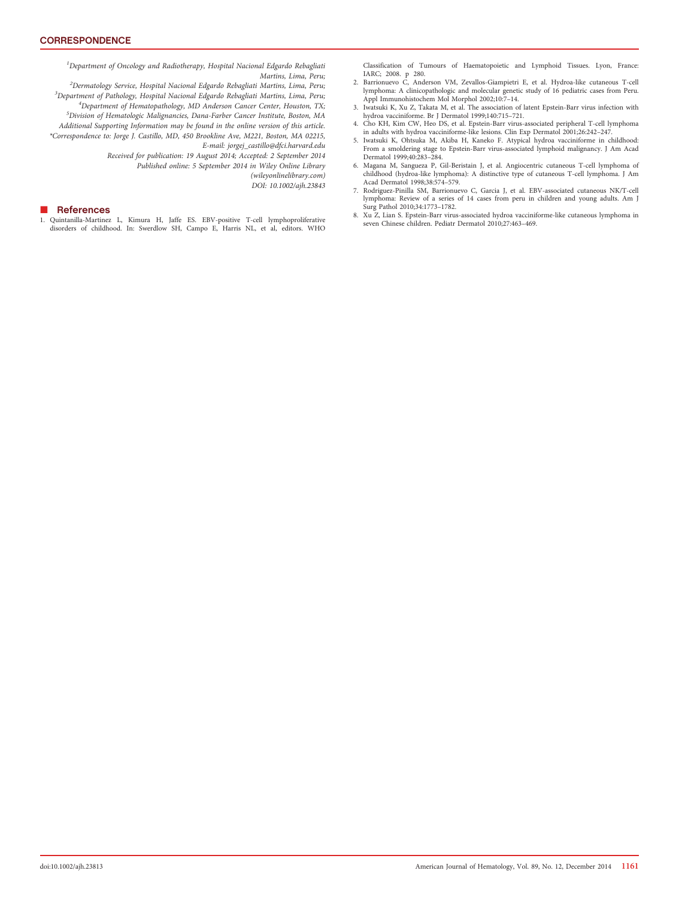[1]Department of Oncology and Radiotherapy, Hospital Nacional Edgardo Rebagliati Martins, Lima, Peru;
[2]Dermatology Service, Hospital Nacional Edgardo Rebagliati Martins, Lima, Peru;
[3]Department of Pathology, Hospital Nacional Edgardo Rebagliati Martins, Lima, Peru;
[4]Department of Hematopathology, MD Anderson Cancer Center, Houston, TX;
[5]Division of Hematologic Malignancies, Dana-Farber Cancer Institute, Boston, MA

*Additional Supporting Information may be found in the online version of this article.*

*\*Correspondence to: Jorge J. Castillo, MD, 450 Brookline Ave, M221, Boston, MA 02215, E-mail: jorgej_castillo@dfci.harvard.edu*

*Received for publication: 19 August 2014; Accepted: 2 September 2014*

*Published online: 5 September 2014 in Wiley Online Library (wileyonlinelibrary.com)*

*DOI: 10.1002/ajh.23843*

## References

1. Quintanilla-Martinez L, Kimura H, Jaffe ES. EBV-positive T-cell lymphoproliferative disorders of childhood. In: Swerdlow SH, Campo E, Harris NL, et al, editors. WHO Classification of Tumours of Haematopoietic and Lymphoid Tissues. Lyon, France: IARC; 2008. p 280.
2. Barrionuevo C, Anderson VM, Zevallos-Giampietri E, et al. Hydroa-like cutaneous T-cell lymphoma: A clinicopathologic and molecular genetic study of 16 pediatric cases from Peru. Appl Immunohistochem Mol Morphol 2002;10:7–14.
3. Iwatsuki K, Xu Z, Takata M, et al. The association of latent Epstein-Barr virus infection with hydroa vacciniforme. Br J Dermatol 1999;140:715–721.
4. Cho KH, Kim CW, Heo DS, et al. Epstein-Barr virus-associated peripheral T-cell lymphoma in adults with hydroa vacciniforme-like lesions. Clin Exp Dermatol 2001;26:242–247.
5. Iwatsuki K, Ohtsuka M, Akiba H, Kaneko F. Atypical hydroa vacciniforme in childhood: From a smoldering stage to Epstein-Barr virus-associated lymphoid malignancy. J Am Acad Dermatol 1999;40:283–284.
6. Magana M, Sangueza P, Gil-Beristain J, et al. Angiocentric cutaneous T-cell lymphoma of childhood (hydroa-like lymphoma): A distinctive type of cutaneous T-cell lymphoma. J Am Acad Dermatol 1998;38:574–579.
7. Rodriguez-Pinilla SM, Barrionuevo C, Garcia J, et al. EBV-associated cutaneous NK/T-cell lymphoma: Review of a series of 14 cases from peru in children and young adults. Am J Surg Pathol 2010;34:1773–1782.
8. Xu Z, Lian S. Epstein-Barr virus-associated hydroa vacciniforme-like cutaneous lymphoma in seven Chinese children. Pediatr Dermatol 2010;27:463–469.